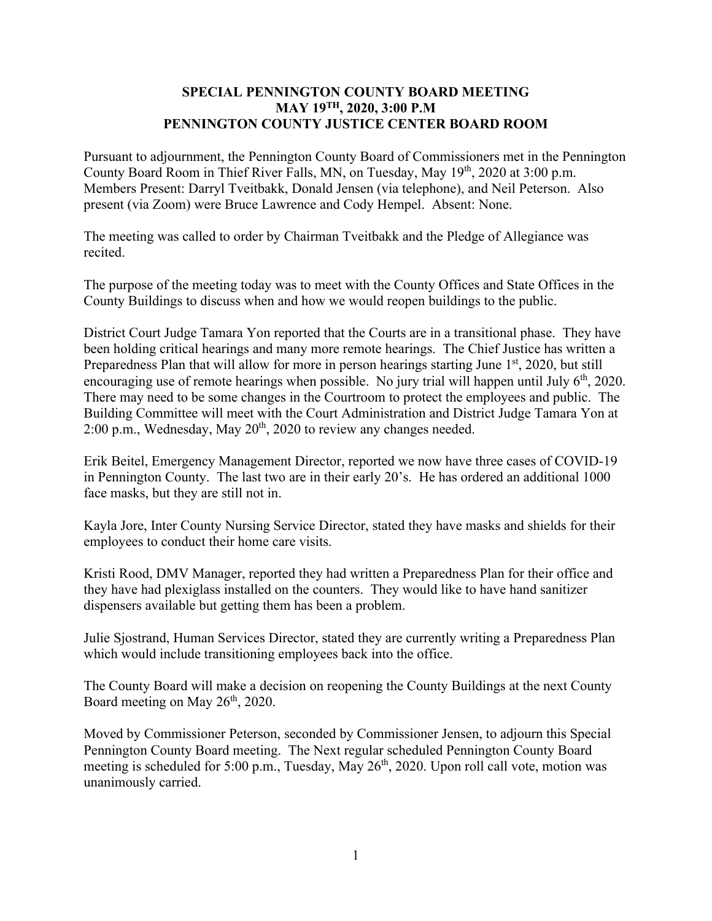# SPECIAL PENNINGTON COUNTY BOARD MEETING
# MAY 19TH, 2020, 3:00 P.M
# PENNINGTON COUNTY JUSTICE CENTER BOARD ROOM

Pursuant to adjournment, the Pennington County Board of Commissioners met in the Pennington County Board Room in Thief River Falls, MN, on Tuesday, May 19th, 2020 at 3:00 p.m. Members Present: Darryl Tveitbakk, Donald Jensen (via telephone), and Neil Peterson. Also present (via Zoom) were Bruce Lawrence and Cody Hempel. Absent: None.

The meeting was called to order by Chairman Tveitbakk and the Pledge of Allegiance was recited.

The purpose of the meeting today was to meet with the County Offices and State Offices in the County Buildings to discuss when and how we would reopen buildings to the public.

District Court Judge Tamara Yon reported that the Courts are in a transitional phase. They have been holding critical hearings and many more remote hearings. The Chief Justice has written a Preparedness Plan that will allow for more in person hearings starting June 1st, 2020, but still encouraging use of remote hearings when possible. No jury trial will happen until July 6th, 2020. There may need to be some changes in the Courtroom to protect the employees and public. The Building Committee will meet with the Court Administration and District Judge Tamara Yon at 2:00 p.m., Wednesday, May 20th, 2020 to review any changes needed.

Erik Beitel, Emergency Management Director, reported we now have three cases of COVID-19 in Pennington County. The last two are in their early 20's. He has ordered an additional 1000 face masks, but they are still not in.

Kayla Jore, Inter County Nursing Service Director, stated they have masks and shields for their employees to conduct their home care visits.

Kristi Rood, DMV Manager, reported they had written a Preparedness Plan for their office and they have had plexiglass installed on the counters. They would like to have hand sanitizer dispensers available but getting them has been a problem.

Julie Sjostrand, Human Services Director, stated they are currently writing a Preparedness Plan which would include transitioning employees back into the office.

The County Board will make a decision on reopening the County Buildings at the next County Board meeting on May 26th, 2020.

Moved by Commissioner Peterson, seconded by Commissioner Jensen, to adjourn this Special Pennington County Board meeting. The Next regular scheduled Pennington County Board meeting is scheduled for 5:00 p.m., Tuesday, May 26th, 2020. Upon roll call vote, motion was unanimously carried.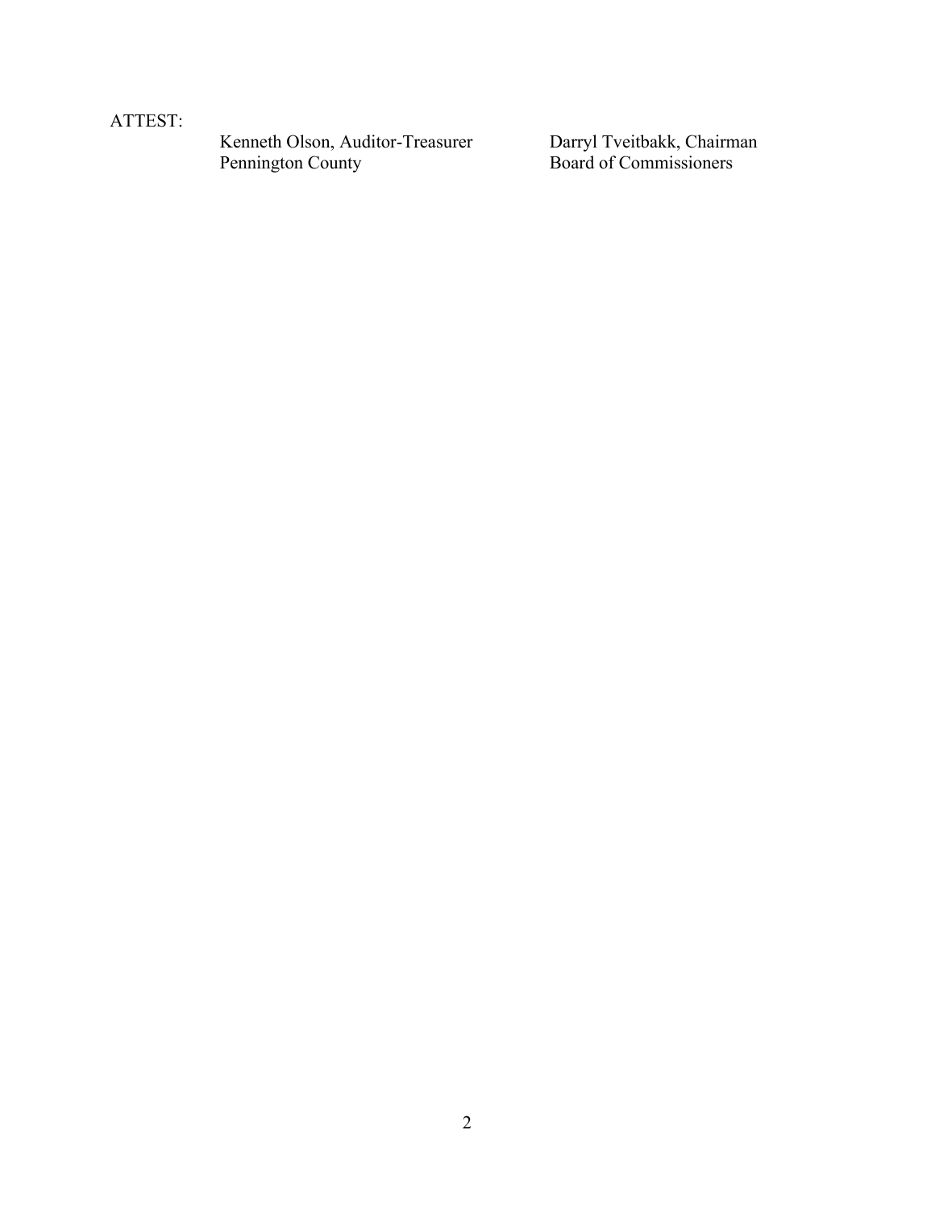ATTEST:

| | |
|---|---|
| Kenneth Olson, Auditor-Treasurer | Darryl Tveitbakk, Chairman |
| Pennington County | Board of Commissioners |